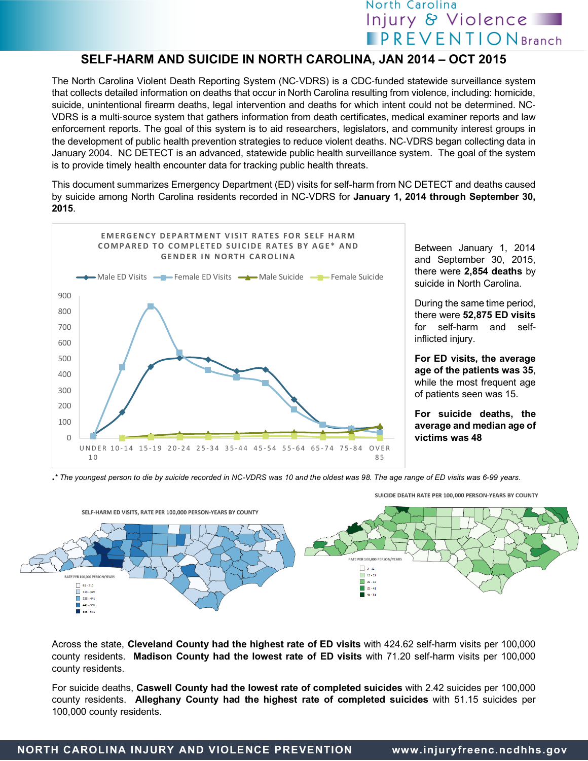# SELF-HARM AND SUICIDE IN NORTH CAROLINA, JAN 2014 – OCT 2015

The North Carolina Violent Death Reporting System (NC-VDRS) is a CDC-funded statewide surveillance system that collects detailed information on deaths that occur in North Carolina resulting from violence, including: homicide, suicide, unintentional firearm deaths, legal intervention and deaths for which intent could not be determined. NC-VDRS is a multi-source system that gathers information from death certificates, medical examiner reports and law enforcement reports. The goal of this system is to aid researchers, legislators, and community interest groups in the development of public health prevention strategies to reduce violent deaths. NC-VDRS began collecting data in January 2004. NC DETECT is an advanced, statewide public health surveillance system. The goal of the system is to provide timely health encounter data for tracking public health threats.

This document summarizes Emergency Department (ED) visits for self-harm from NC DETECT and deaths caused by suicide among North Carolina residents recorded in NC-VDRS for **January 1, 2014 through September 30, 2015**.

EMERGENCY DEPARTMENT VISIT RATES FOR SELF HARM COMPARED TO COMPLETED SUICIDE RATES BY AGE* AND GENDER IN NORTH CAROLINA

Between January 1, 2014 and September 30, 2015, there were **2,854 deaths** by suicide in North Carolina.

During the same time period, there were **52,875 ED visits** for self-harm and self-inflicted injury.

**For ED visits, the average age of the patients was 35**, while the most frequent age of patients seen was 15.

**For suicide deaths, the average and median age of victims was 48**

*.* The youngest person to die by suicide recorded in NC-VDRS was 10 and the oldest was 98. The age range of ED visits was 6-99 years.*

SELF-HARM ED VISITS, RATE PER 100,000 PERSON-YEARS BY COUNTY

SUICIDE DEATH RATE PER 100,000 PERSON-YEARS BY COUNTY

Across the state, **Cleveland County had the highest rate of ED visits** with 424.62 self-harm visits per 100,000 county residents. **Madison County had the lowest rate of ED visits** with 71.20 self-harm visits per 100,000 county residents.

For suicide deaths, **Caswell County had the lowest rate of completed suicides** with 2.42 suicides per 100,000 county residents. **Alleghany County had the highest rate of completed suicides** with 51.15 suicides per 100,000 county residents.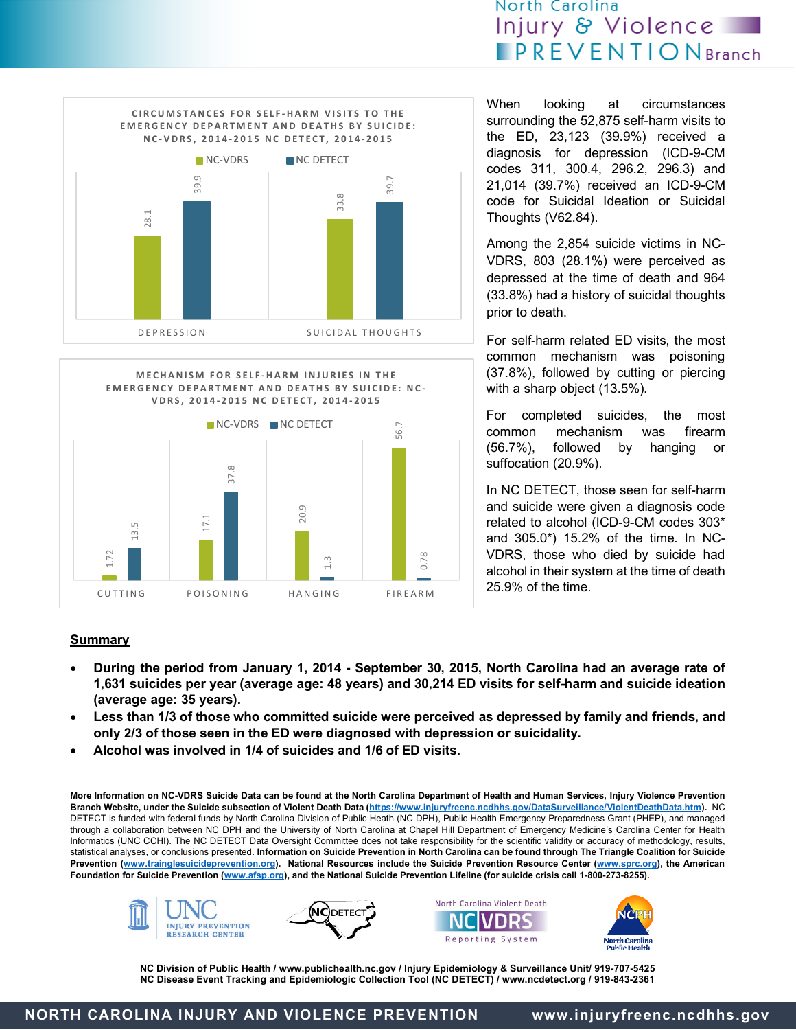CIRCUMSTANCES FOR SELF-HARM VISITS TO THE EMERGENCY DEPARTMENT AND DEATHS BY SUICIDE: NC-VDRS, 2014-2015 NC DETECT, 2014-2015

NC-VDRS
NC DETECT

28.1
39.9
33.8
39.7

DEPRESSION
SUICIDAL THOUGHTS

MECHANISM FOR SELF-HARM INJURIES IN THE EMERGENCY DEPARTMENT AND DEATHS BY SUICIDE: NC-VDRS, 2014-2015 NC DETECT, 2014-2015

NC-VDRS
NC DETECT

1.72
13.5
17.1
37.8
20.9
1.3
56.7
0.78

CUTTING
POISONING
HANGING
FIREARM

When looking at circumstances surrounding the 52,875 self-harm visits to the ED, 23,123 (39.9%) received a diagnosis for depression (ICD-9-CM codes 311, 300.4, 296.2, 296.3) and 21,014 (39.7%) received an ICD-9-CM code for Suicidal Ideation or Suicidal Thoughts (V62.84).

Among the 2,854 suicide victims in NC-VDRS, 803 (28.1%) were perceived as depressed at the time of death and 964 (33.8%) had a history of suicidal thoughts prior to death.

For self-harm related ED visits, the most common mechanism was poisoning (37.8%), followed by cutting or piercing with a sharp object (13.5%).

For completed suicides, the most common mechanism was firearm (56.7%), followed by hanging or suffocation (20.9%).

In NC DETECT, those seen for self-harm and suicide were given a diagnosis code related to alcohol (ICD-9-CM codes 303* and 305.0*) 15.2% of the time. In NC-VDRS, those who died by suicide had alcohol in their system at the time of death 25.9% of the time.

## Summary

- **During the period from January 1, 2014 - September 30, 2015, North Carolina had an average rate of 1,631 suicides per year (average age: 48 years) and 30,214 ED visits for self-harm and suicide ideation (average age: 35 years).**
- **Less than 1/3 of those who committed suicide were perceived as depressed by family and friends, and only 2/3 of those seen in the ED were diagnosed with depression or suicidality.**
- **Alcohol was involved in 1/4 of suicides and 1/6 of ED visits.**

**More Information on NC-VDRS Suicide Data can be found at the North Carolina Department of Health and Human Services, Injury Violence Prevention Branch Website, under the Suicide subsection of Violent Death Data (https://www.injuryfreenc.ncdhhs.gov/DataSurveillance/ViolentDeathData.htm).** NC DETECT is funded with federal funds by North Carolina Division of Public Heath (NC DPH), Public Health Emergency Preparedness Grant (PHEP), and managed through a collaboration between NC DPH and the University of North Carolina at Chapel Hill Department of Emergency Medicine's Carolina Center for Health Informatics (UNC CCHI). The NC DETECT Data Oversight Committee does not take responsibility for the scientific validity or accuracy of methodology, results, statistical analyses, or conclusions presented. **Information on Suicide Prevention in North Carolina can be found through The Triangle Coalition for Suicide Prevention (www.trainglesuicideprevention.org). National Resources include the Suicide Prevention Resource Center (www.sprc.org), the American Foundation for Suicide Prevention (www.afsp.org), and the National Suicide Prevention Lifeline (for suicide crisis call 1-800-273-8255).**

**NC Division of Public Health / www.publichealth.nc.gov / Injury Epidemiology & Surveillance Unit/ 919-707-5425**
**NC Disease Event Tracking and Epidemiologic Collection Tool (NC DETECT) / www.ncdetect.org / 919-843-2361**